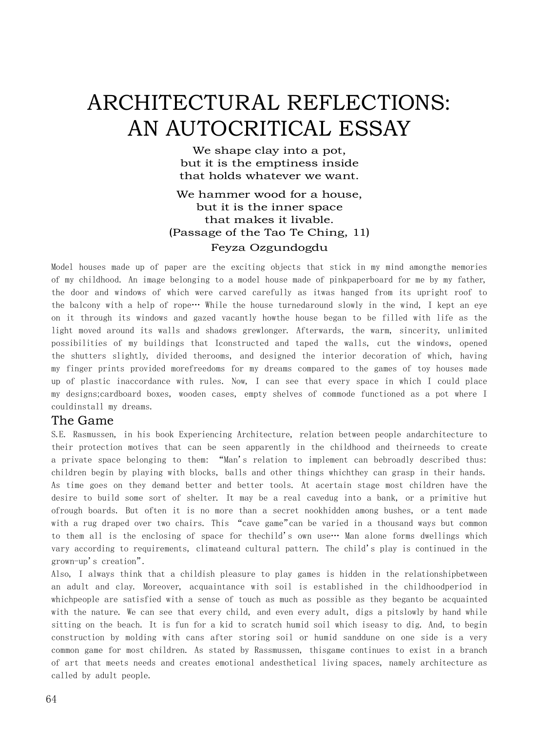# ARCHITECTURAL REFLECTIONS: AN AUTOCRITICAL ESSAY

We shape clay into a pot,
but it is the emptiness inside
that holds whatever we want.

We hammer wood for a house,
but it is the inner space
that makes it livable.
(Passage of the Tao Te Ching, 11)

Feyza Ozgundogdu

Model houses made up of paper are the exciting objects that stick in my mind amongthe memories of my childhood. An image belonging to a model house made of pinkpaperboard for me by my father, the door and windows of which were carved carefully as itwas hanged from its upright roof to the balcony with a help of rope… While the house turnedaround slowly in the wind, I kept an eye on it through its windows and gazed vacantly howthe house began to be filled with life as the light moved around its walls and shadows grewlonger. Afterwards, the warm, sincerity, unlimited possibilities of my buildings that Iconstructed and taped the walls, cut the windows, opened the shutters slightly, divided therooms, and designed the interior decoration of which, having my finger prints provided morefreedoms for my dreams compared to the games of toy houses made up of plastic inaccordance with rules. Now, I can see that every space in which I could place my designs;cardboard boxes, wooden cases, empty shelves of commode functioned as a pot where I couldinstall my dreams.

## The Game

S.E. Rasmussen, in his book Experiencing Architecture, relation between people andarchitecture to their protection motives that can be seen apparently in the childhood and theirneeds to create a private space belonging to them: "Man's relation to implement can bebroadly described thus: children begin by playing with blocks, balls and other things whichthey can grasp in their hands. As time goes on they demand better and better tools. At acertain stage most children have the desire to build some sort of shelter. It may be a real cavedug into a bank, or a primitive hut ofrough boards. But often it is no more than a secret nookhidden among bushes, or a tent made with a rug draped over two chairs. This "cave game"can be varied in a thousand ways but common to them all is the enclosing of space for thechild's own use… Man alone forms dwellings which vary according to requirements, climateand cultural pattern. The child's play is continued in the grown-up's creation".

Also, I always think that a childish pleasure to play games is hidden in the relationshipbetween an adult and clay. Moreover, acquaintance with soil is established in the childhoodperiod in whichpeople are satisfied with a sense of touch as much as possible as they beganto be acquainted with the nature. We can see that every child, and even every adult, digs a pitslowly by hand while sitting on the beach. It is fun for a kid to scratch humid soil which iseasy to dig. And, to begin construction by molding with cans after storing soil or humid sanddune on one side is a very common game for most children. As stated by Rassmussen, thisgame continues to exist in a branch of art that meets needs and creates emotional andesthetical living spaces, namely architecture as called by adult people.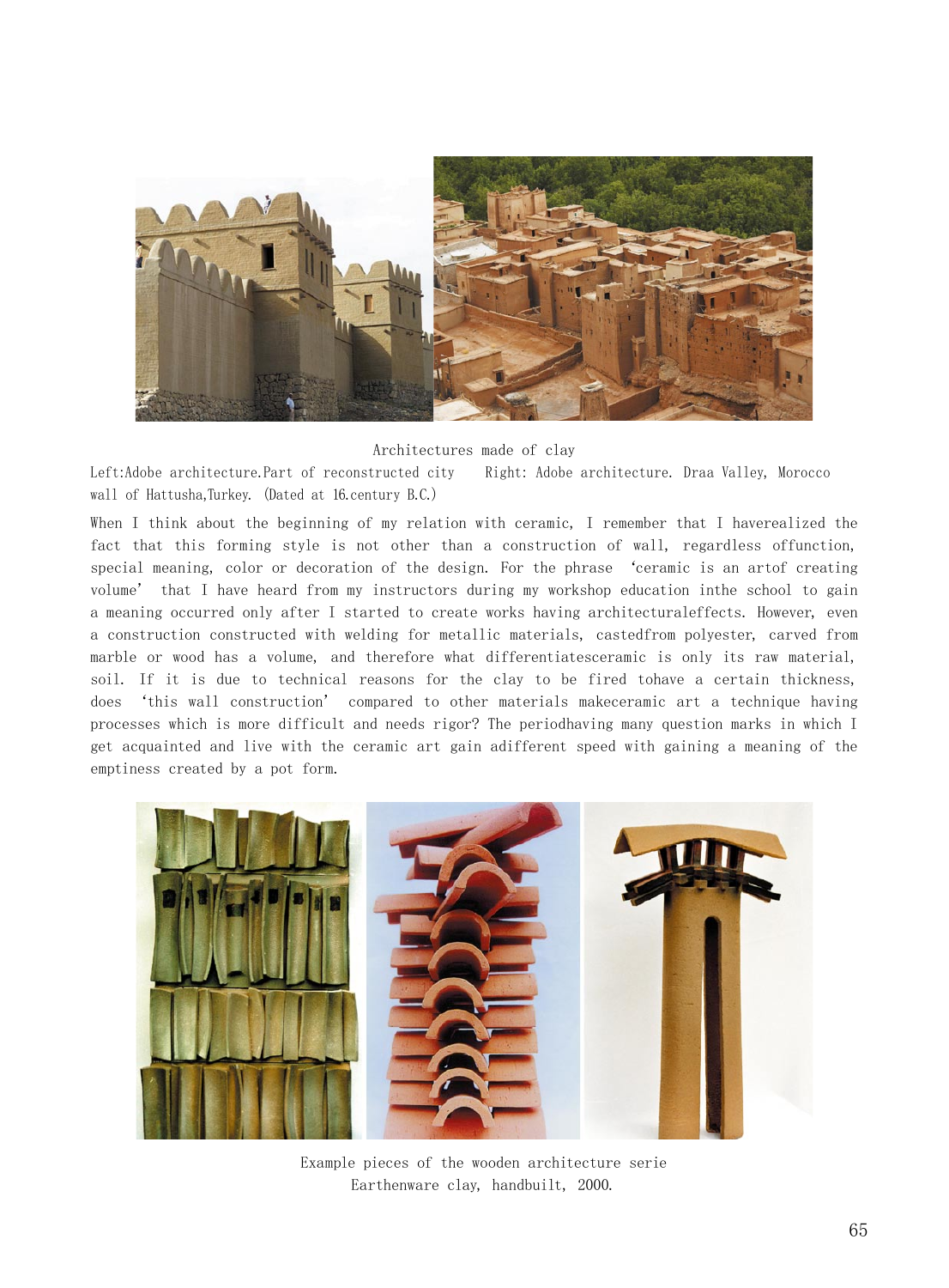Architectures made of clay

Left:Adobe architecture.Part of reconstructed city wall of Hattusha,Turkey. (Dated at 16.century B.C.)  Right: Adobe architecture. Draa Valley, Morocco

When I think about the beginning of my relation with ceramic, I remember that I haverealized the fact that this forming style is not other than a construction of wall, regardless offunction, special meaning, color or decoration of the design. For the phrase 'ceramic is an artof creating volume' that I have heard from my instructors during my workshop education inthe school to gain a meaning occurred only after I started to create works having architecturaleffects. However, even a construction constructed with welding for metallic materials, castedfrom polyester, carved from marble or wood has a volume, and therefore what differentiatesceramic is only its raw material, soil. If it is due to technical reasons for the clay to be fired tohave a certain thickness, does 'this wall construction' compared to other materials makeceramic art a technique having processes which is more difficult and needs rigor? The periodhaving many question marks in which I get acquainted and live with the ceramic art gain adifferent speed with gaining a meaning of the emptiness created by a pot form.

Example pieces of the wooden architecture serie
Earthenware clay, handbuilt, 2000.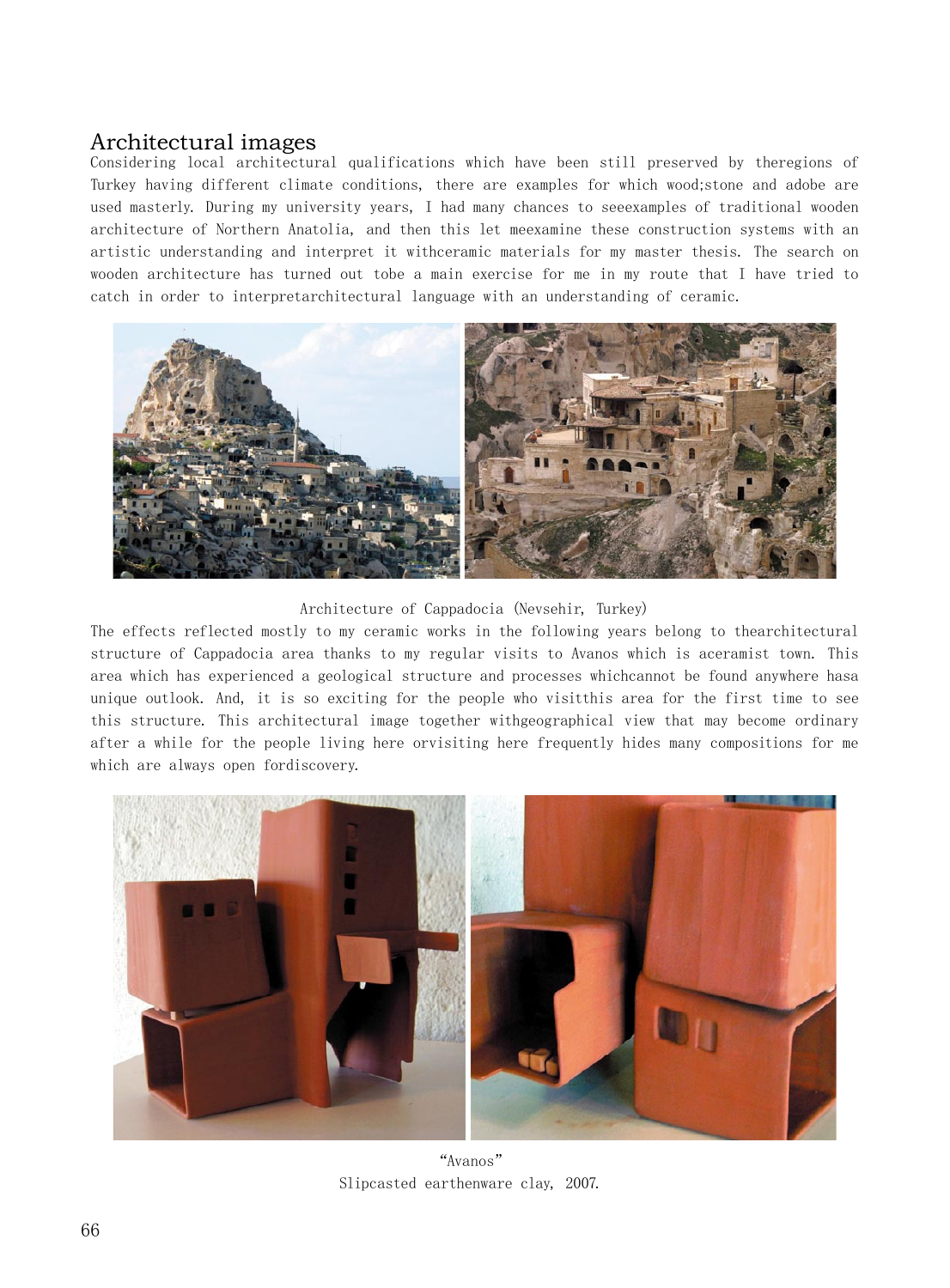## Architectural images

Considering local architectural qualifications which have been still preserved by theregions of Turkey having different climate conditions, there are examples for which wood;stone and adobe are used masterly. During my university years, I had many chances to seeexamples of traditional wooden architecture of Northern Anatolia, and then this let meexamine these construction systems with an artistic understanding and interpret it withceramic materials for my master thesis. The search on wooden architecture has turned out tobe a main exercise for me in my route that I have tried to catch in order to interpretarchitectural language with an understanding of ceramic.

Architecture of Cappadocia (Nevsehir, Turkey)

The effects reflected mostly to my ceramic works in the following years belong to thearchitectural structure of Cappadocia area thanks to my regular visits to Avanos which is aceramist town. This area which has experienced a geological structure and processes whichcannot be found anywhere hasa unique outlook. And, it is so exciting for the people who visitthis area for the first time to see this structure. This architectural image together withgeographical view that may become ordinary after a while for the people living here orvisiting here frequently hides many compositions for me which are always open fordiscovery.

"Avanos"
Slipcasted earthenware clay, 2007.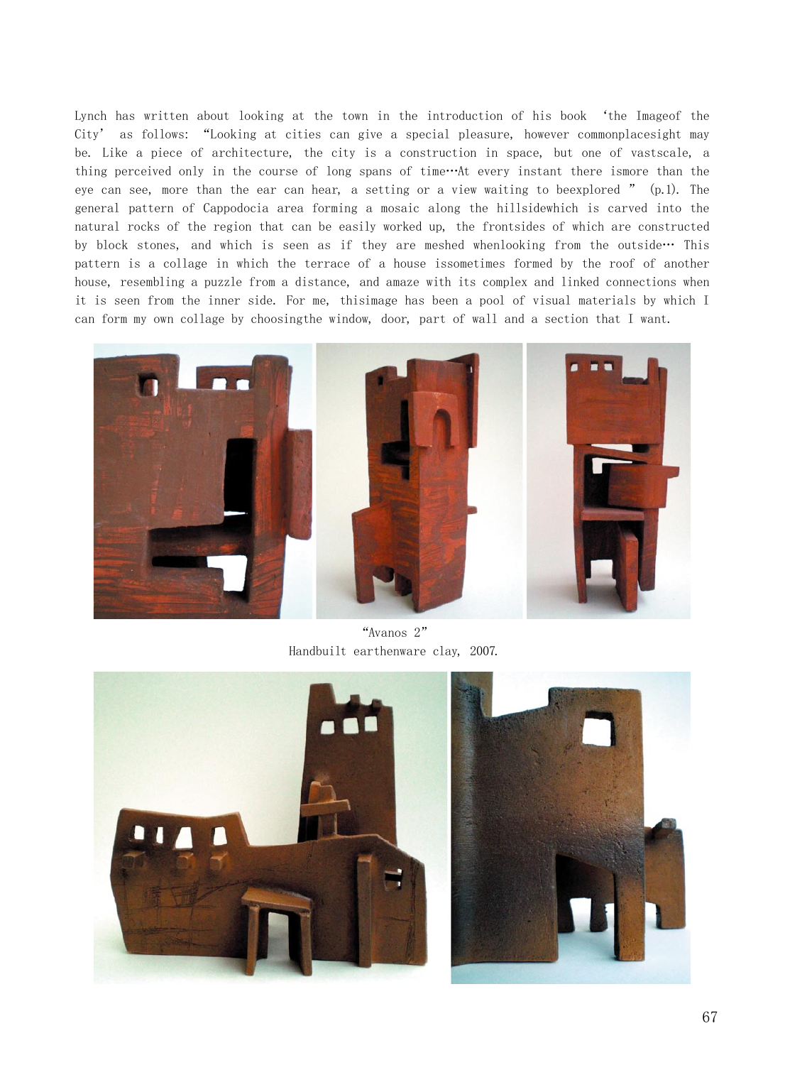Lynch has written about looking at the town in the introduction of his book 'the Imageof the City' as follows: "Looking at cities can give a special pleasure, however commonplacesight may be. Like a piece of architecture, the city is a construction in space, but one of vastscale, a thing perceived only in the course of long spans of time…At every instant there ismore than the eye can see, more than the ear can hear, a setting or a view waiting to beexplored " (p.1). The general pattern of Cappodocia area forming a mosaic along the hillsidewhich is carved into the natural rocks of the region that can be easily worked up, the frontsides of which are constructed by block stones, and which is seen as if they are meshed whenlooking from the outside… This pattern is a collage in which the terrace of a house issometimes formed by the roof of another house, resembling a puzzle from a distance, and amaze with its complex and linked connections when it is seen from the inner side. For me, thisimage has been a pool of visual materials by which I can form my own collage by choosingthe window, door, part of wall and a section that I want.

"Avanos 2"
Handbuilt earthenware clay, 2007.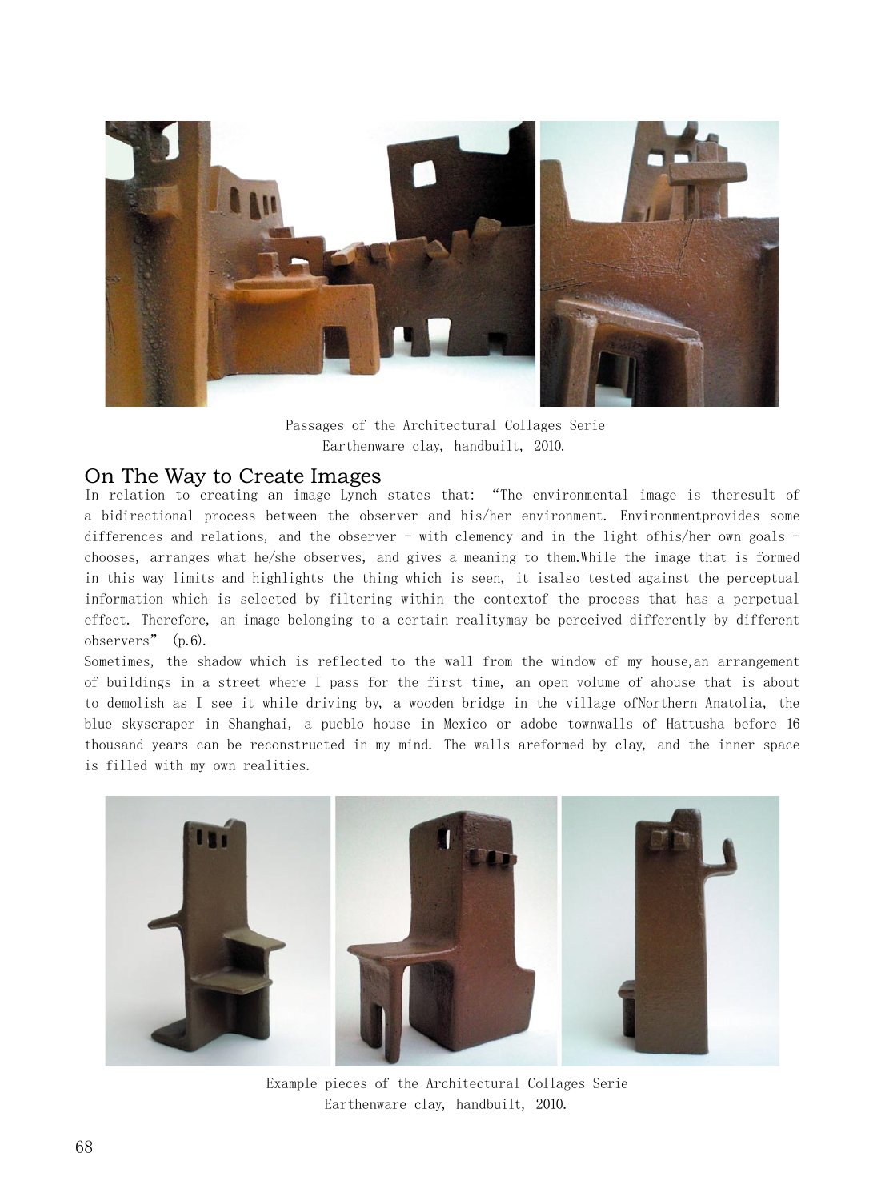Passages of the Architectural Collages Serie
Earthenware clay, handbuilt, 2010.

## On The Way to Create Images

In relation to creating an image Lynch states that: "The environmental image is theresult of a bidirectional process between the observer and his/her environment. Environmentprovides some differences and relations, and the observer - with clemency and in the light ofhis/her own goals - chooses, arranges what he/she observes, and gives a meaning to them.While the image that is formed in this way limits and highlights the thing which is seen, it isalso tested against the perceptual information which is selected by filtering within the contextof the process that has a perpetual effect. Therefore, an image belonging to a certain realitymay be perceived differently by different observers" (p.6).

Sometimes, the shadow which is reflected to the wall from the window of my house,an arrangement of buildings in a street where I pass for the first time, an open volume of ahouse that is about to demolish as I see it while driving by, a wooden bridge in the village ofNorthern Anatolia, the blue skyscraper in Shanghai, a pueblo house in Mexico or adobe townwalls of Hattusha before 16 thousand years can be reconstructed in my mind. The walls areformed by clay, and the inner space is filled with my own realities.

Example pieces of the Architectural Collages Serie
Earthenware clay, handbuilt, 2010.